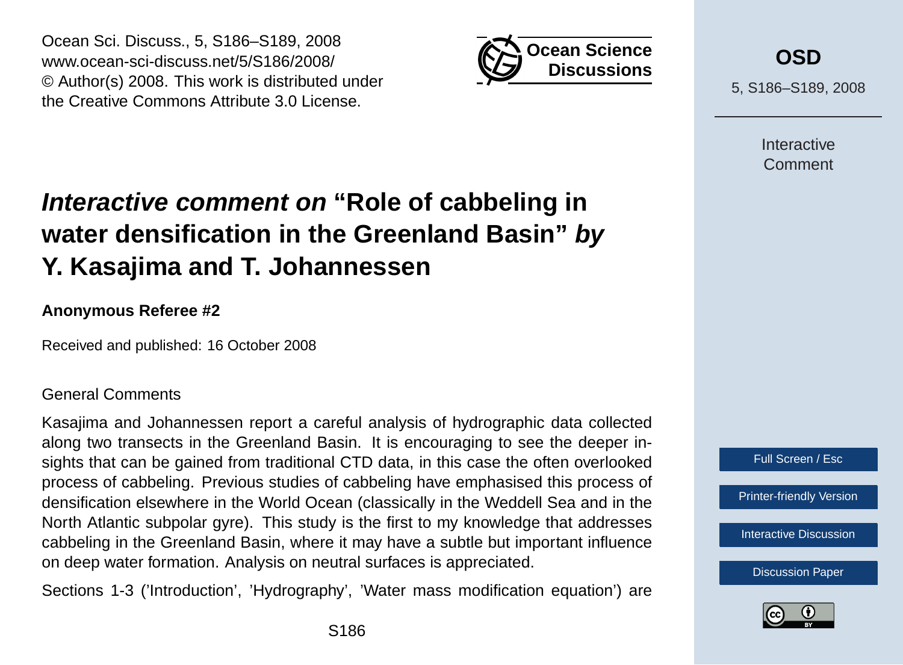# *Interactive comment on* "Role of cabbeling in water densification in the Greenland Basin" *by* Y. Kasajima and T. Johannessen

**Anonymous Referee #2**

Received and published: 16 October 2008

General Comments

Kasajima and Johannessen report a careful analysis of hydrographic data collected along two transects in the Greenland Basin. It is encouraging to see the deeper insights that can be gained from traditional CTD data, in this case the often overlooked process of cabbeling. Previous studies of cabbeling have emphasised this process of densification elsewhere in the World Ocean (classically in the Weddell Sea and in the North Atlantic subpolar gyre). This study is the first to my knowledge that addresses cabbeling in the Greenland Basin, where it may have a subtle but important influence on deep water formation. Analysis on neutral surfaces is appreciated.

Sections 1-3 ('Introduction', 'Hydrography', 'Water mass modification equation') are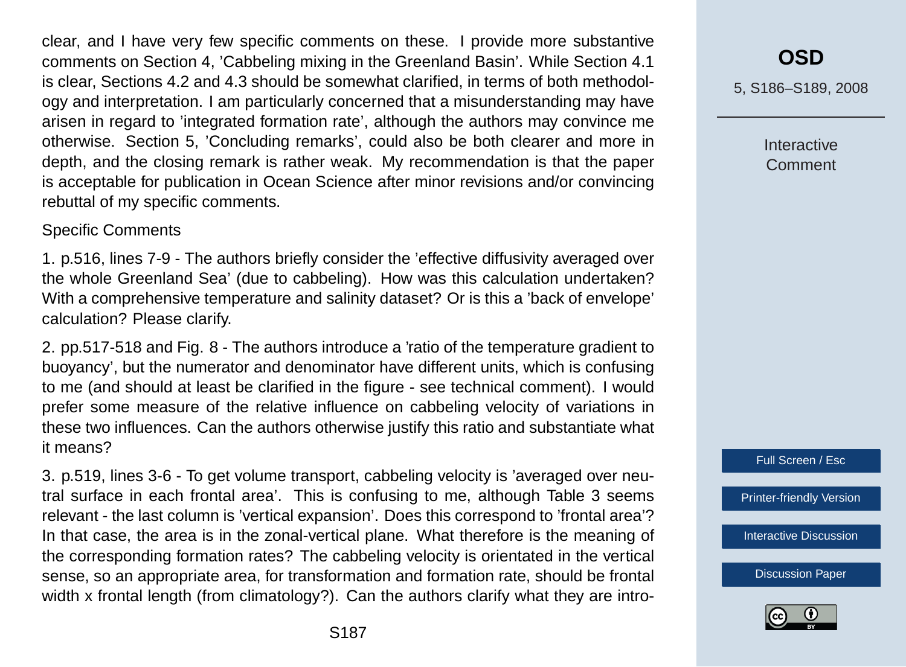clear, and I have very few specific comments on these. I provide more substantive comments on Section 4, 'Cabbeling mixing in the Greenland Basin'. While Section 4.1 is clear, Sections 4.2 and 4.3 should be somewhat clarified, in terms of both methodology and interpretation. I am particularly concerned that a misunderstanding may have arisen in regard to 'integrated formation rate', although the authors may convince me otherwise. Section 5, 'Concluding remarks', could also be both clearer and more in depth, and the closing remark is rather weak. My recommendation is that the paper is acceptable for publication in Ocean Science after minor revisions and/or convincing rebuttal of my specific comments.

Specific Comments

1. p.516, lines 7-9 - The authors briefly consider the 'effective diffusivity averaged over the whole Greenland Sea' (due to cabbeling). How was this calculation undertaken? With a comprehensive temperature and salinity dataset? Or is this a 'back of envelope' calculation? Please clarify.

2. pp.517-518 and Fig. 8 - The authors introduce a 'ratio of the temperature gradient to buoyancy', but the numerator and denominator have different units, which is confusing to me (and should at least be clarified in the figure - see technical comment). I would prefer some measure of the relative influence on cabbeling velocity of variations in these two influences. Can the authors otherwise justify this ratio and substantiate what it means?

3. p.519, lines 3-6 - To get volume transport, cabbeling velocity is 'averaged over neutral surface in each frontal area'. This is confusing to me, although Table 3 seems relevant - the last column is 'vertical expansion'. Does this correspond to 'frontal area'? In that case, the area is in the zonal-vertical plane. What therefore is the meaning of the corresponding formation rates? The cabbeling velocity is orientated in the vertical sense, so an appropriate area, for transformation and formation rate, should be frontal width x frontal length (from climatology?). Can the authors clarify what they are intro-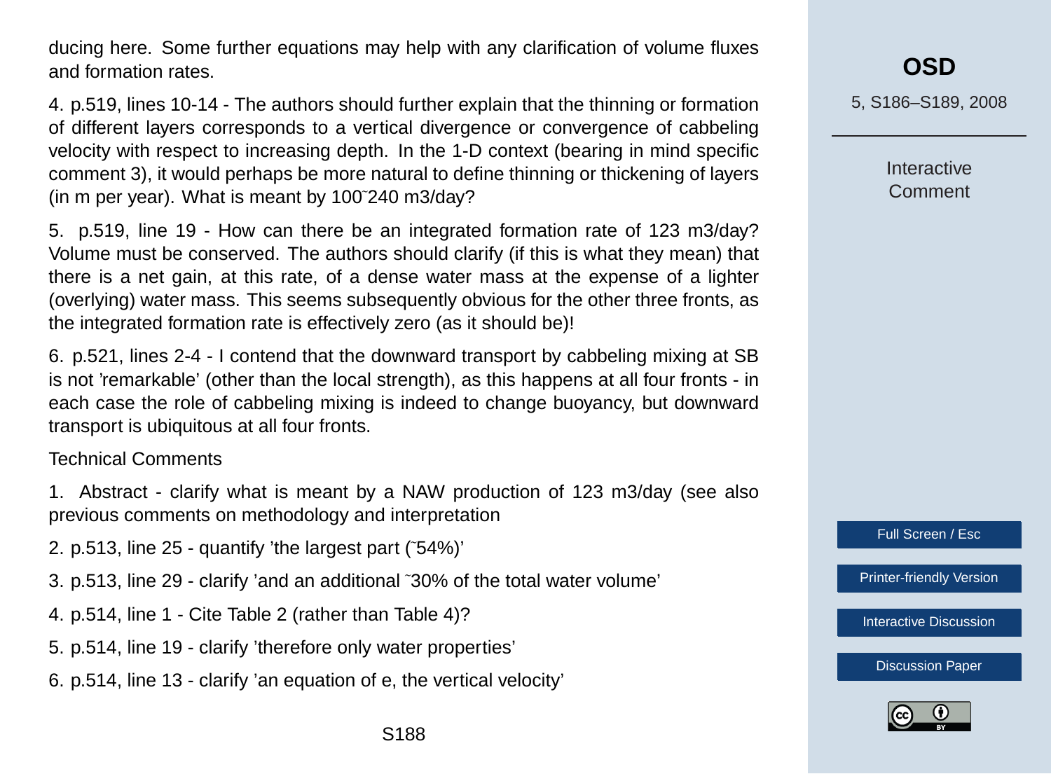ducing here. Some further equations may help with any clarification of volume fluxes and formation rates.

4. p.519, lines 10-14 - The authors should further explain that the thinning or formation of different layers corresponds to a vertical divergence or convergence of cabbeling velocity with respect to increasing depth. In the 1-D context (bearing in mind specific comment 3), it would perhaps be more natural to define thinning or thickening of layers (in m per year). What is meant by 100˜240 m3/day?

5. p.519, line 19 - How can there be an integrated formation rate of 123 m3/day? Volume must be conserved. The authors should clarify (if this is what they mean) that there is a net gain, at this rate, of a dense water mass at the expense of a lighter (overlying) water mass. This seems subsequently obvious for the other three fronts, as the integrated formation rate is effectively zero (as it should be)!

6. p.521, lines 2-4 - I contend that the downward transport by cabbeling mixing at SB is not 'remarkable' (other than the local strength), as this happens at all four fronts - in each case the role of cabbeling mixing is indeed to change buoyancy, but downward transport is ubiquitous at all four fronts.

Technical Comments

1. Abstract - clarify what is meant by a NAW production of 123 m3/day (see also previous comments on methodology and interpretation

2. p.513, line 25 - quantify 'the largest part (˜54%)'

3. p.513, line 29 - clarify 'and an additional ˜30% of the total water volume'

4. p.514, line 1 - Cite Table 2 (rather than Table 4)?

5. p.514, line 19 - clarify 'therefore only water properties'

6. p.514, line 13 - clarify 'an equation of e, the vertical velocity'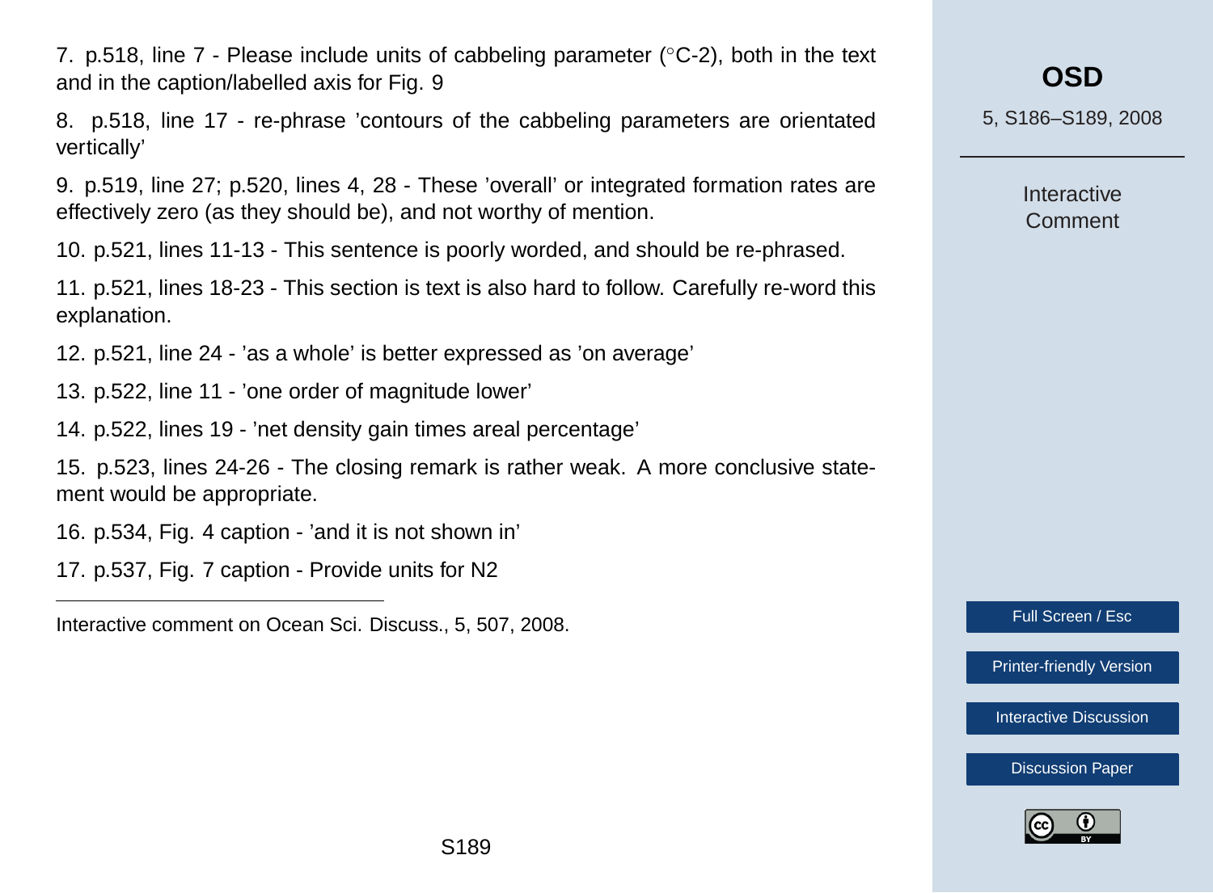7. p.518, line 7 - Please include units of cabbeling parameter ($^{\circ}$C-2), both in the text and in the caption/labelled axis for Fig. 9

8. p.518, line 17 - re-phrase 'contours of the cabbeling parameters are orientated vertically'

9. p.519, line 27; p.520, lines 4, 28 - These 'overall' or integrated formation rates are effectively zero (as they should be), and not worthy of mention.

10. p.521, lines 11-13 - This sentence is poorly worded, and should be re-phrased.

11. p.521, lines 18-23 - This section is text is also hard to follow. Carefully re-word this explanation.

12. p.521, line 24 - 'as a whole' is better expressed as 'on average'

13. p.522, line 11 - 'one order of magnitude lower'

14. p.522, lines 19 - 'net density gain times areal percentage'

15. p.523, lines 24-26 - The closing remark is rather weak. A more conclusive statement would be appropriate.

16. p.534, Fig. 4 caption - 'and it is not shown in'

17. p.537, Fig. 7 caption - Provide units for N2

---

Interactive comment on Ocean Sci. Discuss., 5, 507, 2008.